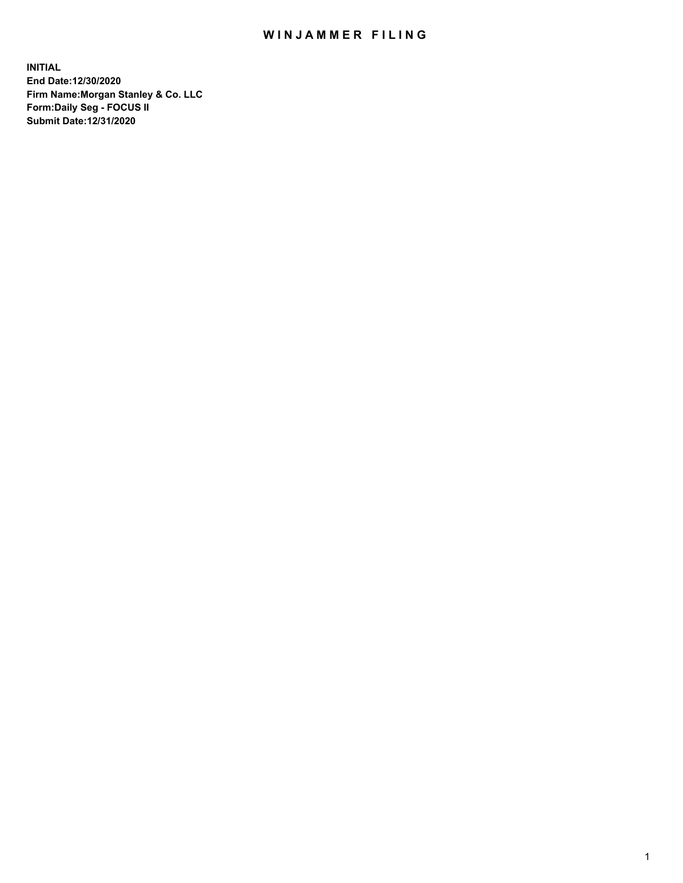# WINJAMMER FILING

**INITIAL**
**End Date:12/30/2020**
**Firm Name:Morgan Stanley & Co. LLC**
**Form:Daily Seg - FOCUS II**
**Submit Date:12/31/2020**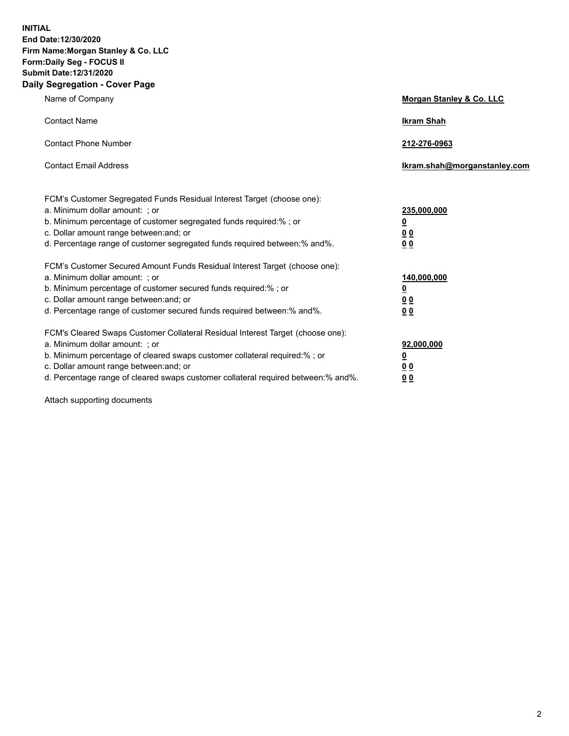**INITIAL**
**End Date:12/30/2020**
**Firm Name:Morgan Stanley & Co. LLC**
**Form:Daily Seg - FOCUS II**
**Submit Date:12/31/2020**

## Daily Segregation - Cover Page

| | |
|---|---|
| Name of Company | **Morgan Stanley & Co. LLC** |
| Contact Name | **Ikram Shah** |
| Contact Phone Number | **212-276-0963** |
| Contact Email Address | **Ikram.shah@morganstanley.com** |

| | |
|---|---|
| FCM's Customer Segregated Funds Residual Interest Target (choose one): | |
| a. Minimum dollar amount: ; or | **235,000,000** |
| b. Minimum percentage of customer segregated funds required:% ; or | **0** |
| c. Dollar amount range between:and; or | **0 0** |
| d. Percentage range of customer segregated funds required between:% and%. | **0 0** |
| FCM's Customer Secured Amount Funds Residual Interest Target (choose one): | |
| a. Minimum dollar amount: ; or | **140,000,000** |
| b. Minimum percentage of customer secured funds required:% ; or | **0** |
| c. Dollar amount range between:and; or | **0 0** |
| d. Percentage range of customer secured funds required between:% and%. | **0 0** |
| FCM's Cleared Swaps Customer Collateral Residual Interest Target (choose one): | |
| a. Minimum dollar amount: ; or | **92,000,000** |
| b. Minimum percentage of cleared swaps customer collateral required:% ; or | **0** |
| c. Dollar amount range between:and; or | **0 0** |
| d. Percentage range of cleared swaps customer collateral required between:% and%. | **0 0** |

Attach supporting documents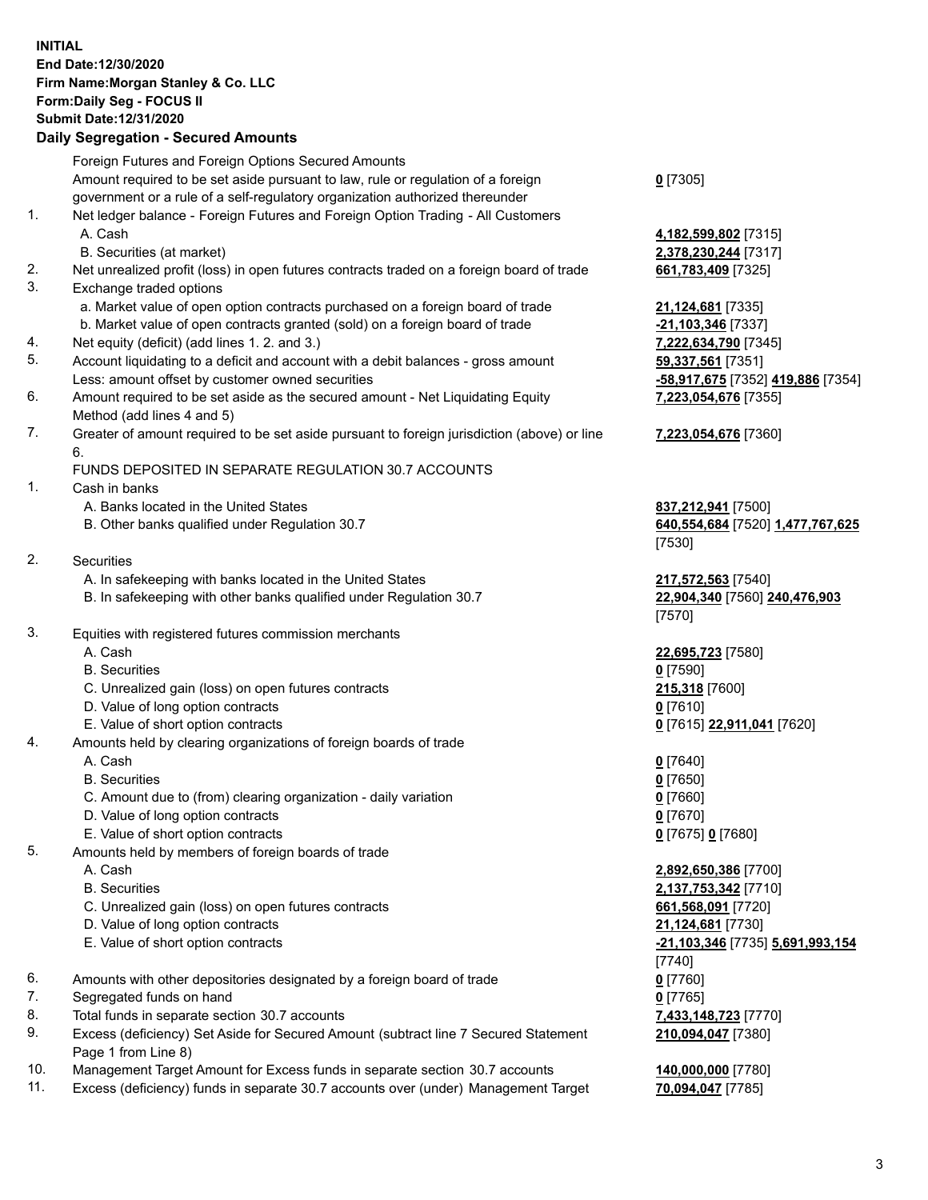**INITIAL**
**End Date:12/30/2020**
**Firm Name:Morgan Stanley & Co. LLC**
**Form:Daily Seg - FOCUS II**
**Submit Date:12/31/2020**

## Daily Segregation - Secured Amounts

| | | |
|---|---|---|
| | Foreign Futures and Foreign Options Secured Amounts | |
| | Amount required to be set aside pursuant to law, rule or regulation of a foreign government or a rule of a self-regulatory organization authorized thereunder | **0** [7305] |
| 1. | Net ledger balance - Foreign Futures and Foreign Option Trading - All Customers | |
| | A. Cash | **4,182,599,802** [7315] |
| | B. Securities (at market) | **2,378,230,244** [7317] |
| 2. | Net unrealized profit (loss) in open futures contracts traded on a foreign board of trade | **661,783,409** [7325] |
| 3. | Exchange traded options | |
| | a. Market value of open option contracts purchased on a foreign board of trade | **21,124,681** [7335] |
| | b. Market value of open contracts granted (sold) on a foreign board of trade | **-21,103,346** [7337] |
| 4. | Net equity (deficit) (add lines 1. 2. and 3.) | **7,222,634,790** [7345] |
| 5. | Account liquidating to a deficit and account with a debit balances - gross amount | **59,337,561** [7351] |
| | Less: amount offset by customer owned securities | **-58,917,675** [7352] **419,886** [7354] |
| 6. | Amount required to be set aside as the secured amount - Net Liquidating Equity Method (add lines 4 and 5) | **7,223,054,676** [7355] |
| 7. | Greater of amount required to be set aside pursuant to foreign jurisdiction (above) or line 6. | **7,223,054,676** [7360] |
| | FUNDS DEPOSITED IN SEPARATE REGULATION 30.7 ACCOUNTS | |
| 1. | Cash in banks | |
| | A. Banks located in the United States | **837,212,941** [7500] |
| | B. Other banks qualified under Regulation 30.7 | **640,554,684** [7520] **1,477,767,625** [7530] |
| 2. | Securities | |
| | A. In safekeeping with banks located in the United States | **217,572,563** [7540] |
| | B. In safekeeping with other banks qualified under Regulation 30.7 | **22,904,340** [7560] **240,476,903** [7570] |
| 3. | Equities with registered futures commission merchants | |
| | A. Cash | **22,695,723** [7580] |
| | B. Securities | **0** [7590] |
| | C. Unrealized gain (loss) on open futures contracts | **215,318** [7600] |
| | D. Value of long option contracts | **0** [7610] |
| | E. Value of short option contracts | **0** [7615] **22,911,041** [7620] |
| 4. | Amounts held by clearing organizations of foreign boards of trade | |
| | A. Cash | **0** [7640] |
| | B. Securities | **0** [7650] |
| | C. Amount due to (from) clearing organization - daily variation | **0** [7660] |
| | D. Value of long option contracts | **0** [7670] |
| | E. Value of short option contracts | **0** [7675] **0** [7680] |
| 5. | Amounts held by members of foreign boards of trade | |
| | A. Cash | **2,892,650,386** [7700] |
| | B. Securities | **2,137,753,342** [7710] |
| | C. Unrealized gain (loss) on open futures contracts | **661,568,091** [7720] |
| | D. Value of long option contracts | **21,124,681** [7730] |
| | E. Value of short option contracts | **-21,103,346** [7735] **5,691,993,154** [7740] |
| 6. | Amounts with other depositories designated by a foreign board of trade | **0** [7760] |
| 7. | Segregated funds on hand | **0** [7765] |
| 8. | Total funds in separate section 30.7 accounts | **7,433,148,723** [7770] |
| 9. | Excess (deficiency) Set Aside for Secured Amount (subtract line 7 Secured Statement Page 1 from Line 8) | **210,094,047** [7380] |
| 10. | Management Target Amount for Excess funds in separate section 30.7 accounts | **140,000,000** [7780] |
| 11. | Excess (deficiency) funds in separate 30.7 accounts over (under) Management Target | **70,094,047** [7785] |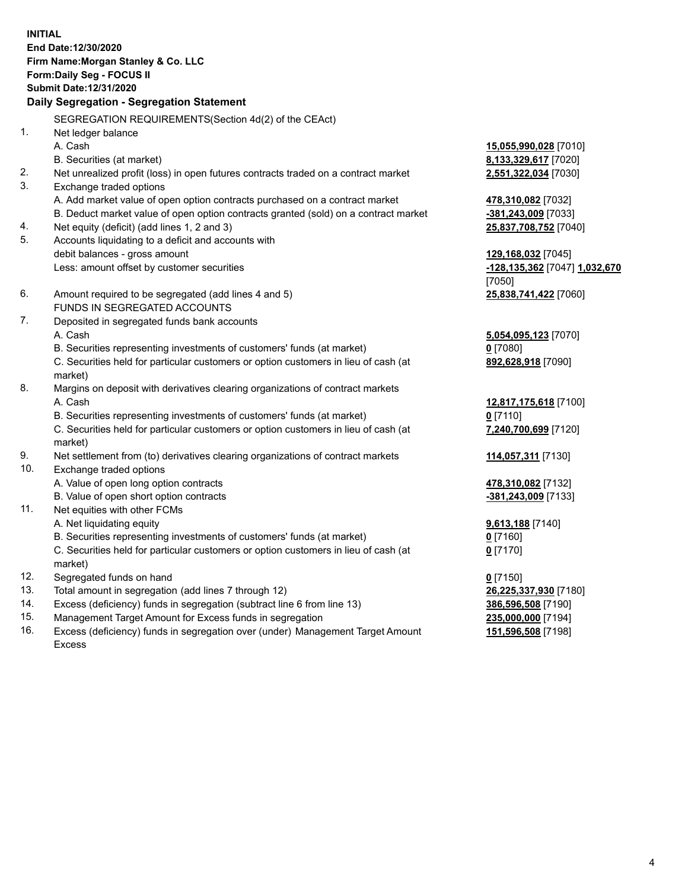**INITIAL**
**End Date:12/30/2020**
**Firm Name:Morgan Stanley & Co. LLC**
**Form:Daily Seg - FOCUS II**
**Submit Date:12/31/2020**

## Daily Segregation - Segregation Statement

SEGREGATION REQUIREMENTS(Section 4d(2) of the CEAct)

| | | |
|---|---|---|
| 1. | Net ledger balance | |
| | A. Cash | **15,055,990,028** [7010] |
| | B. Securities (at market) | **8,133,329,617** [7020] |
| 2. | Net unrealized profit (loss) in open futures contracts traded on a contract market | **2,551,322,034** [7030] |
| 3. | Exchange traded options | |
| | A. Add market value of open option contracts purchased on a contract market | **478,310,082** [7032] |
| | B. Deduct market value of open option contracts granted (sold) on a contract market | **-381,243,009** [7033] |
| 4. | Net equity (deficit) (add lines 1, 2 and 3) | **25,837,708,752** [7040] |
| 5. | Accounts liquidating to a deficit and accounts with debit balances - gross amount | **129,168,032** [7045] |
| | Less: amount offset by customer securities | **-128,135,362** [7047] **1,032,670** [7050] |
| 6. | Amount required to be segregated (add lines 4 and 5) | **25,838,741,422** [7060] |
| | FUNDS IN SEGREGATED ACCOUNTS | |
| 7. | Deposited in segregated funds bank accounts | |
| | A. Cash | **5,054,095,123** [7070] |
| | B. Securities representing investments of customers' funds (at market) | **0** [7080] |
| | C. Securities held for particular customers or option customers in lieu of cash (at market) | **892,628,918** [7090] |
| 8. | Margins on deposit with derivatives clearing organizations of contract markets | |
| | A. Cash | **12,817,175,618** [7100] |
| | B. Securities representing investments of customers' funds (at market) | **0** [7110] |
| | C. Securities held for particular customers or option customers in lieu of cash (at market) | **7,240,700,699** [7120] |
| 9. | Net settlement from (to) derivatives clearing organizations of contract markets | **114,057,311** [7130] |
| 10. | Exchange traded options | |
| | A. Value of open long option contracts | **478,310,082** [7132] |
| | B. Value of open short option contracts | **-381,243,009** [7133] |
| 11. | Net equities with other FCMs | |
| | A. Net liquidating equity | **9,613,188** [7140] |
| | B. Securities representing investments of customers' funds (at market) | **0** [7160] |
| | C. Securities held for particular customers or option customers in lieu of cash (at market) | **0** [7170] |
| 12. | Segregated funds on hand | **0** [7150] |
| 13. | Total amount in segregation (add lines 7 through 12) | **26,225,337,930** [7180] |
| 14. | Excess (deficiency) funds in segregation (subtract line 6 from line 13) | **386,596,508** [7190] |
| 15. | Management Target Amount for Excess funds in segregation | **235,000,000** [7194] |
| 16. | Excess (deficiency) funds in segregation over (under) Management Target Amount Excess | **151,596,508** [7198] |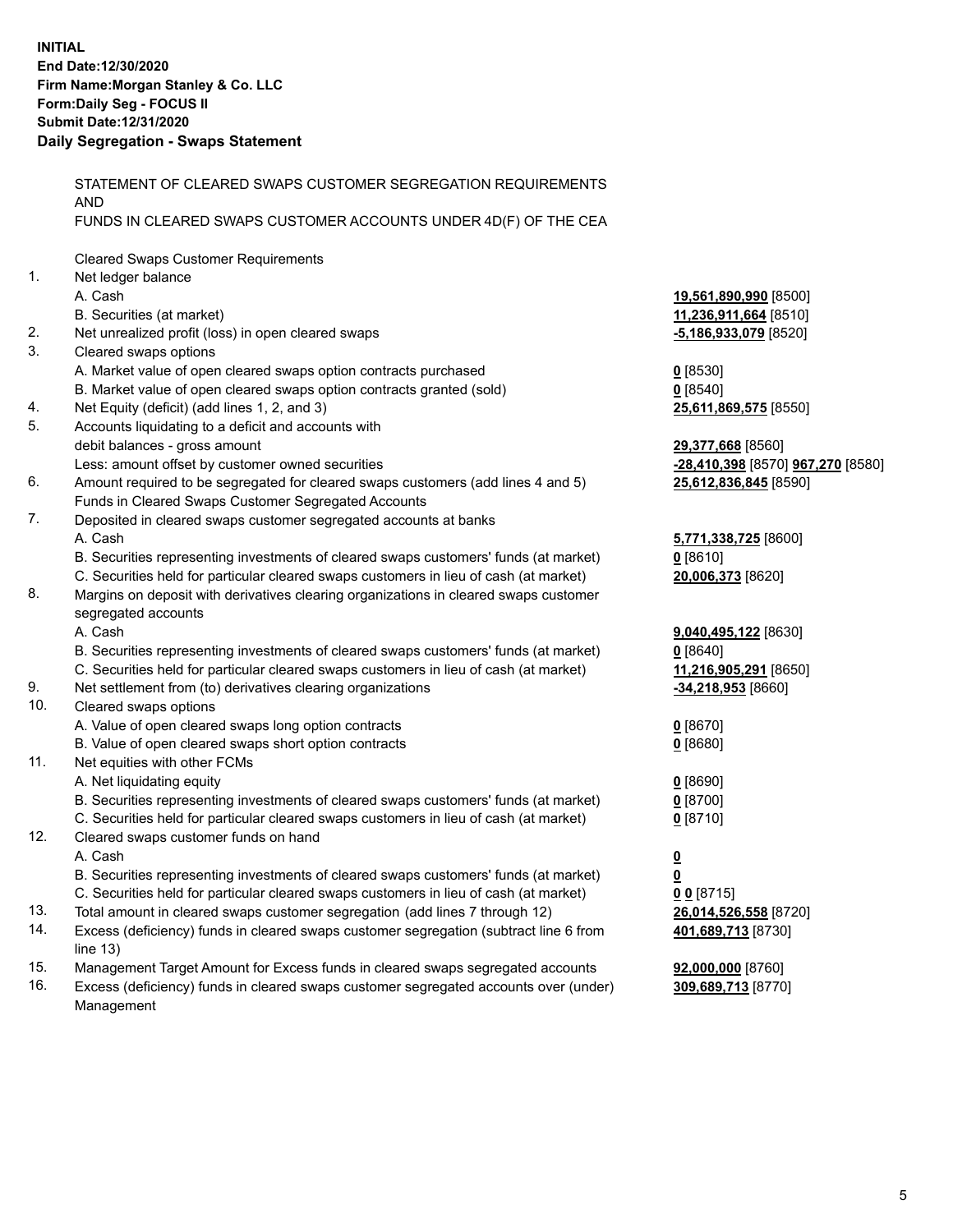**INITIAL**
**End Date:12/30/2020**
**Firm Name:Morgan Stanley & Co. LLC**
**Form:Daily Seg - FOCUS II**
**Submit Date:12/31/2020**
**Daily Segregation - Swaps Statement**

STATEMENT OF CLEARED SWAPS CUSTOMER SEGREGATION REQUIREMENTS AND FUNDS IN CLEARED SWAPS CUSTOMER ACCOUNTS UNDER 4D(F) OF THE CEA

| | | |
|---|---|---|
| | Cleared Swaps Customer Requirements | |
| 1. | Net ledger balance | |
| | A. Cash | **19,561,890,990** [8500] |
| | B. Securities (at market) | **11,236,911,664** [8510] |
| 2. | Net unrealized profit (loss) in open cleared swaps | **-5,186,933,079** [8520] |
| 3. | Cleared swaps options | |
| | A. Market value of open cleared swaps option contracts purchased | **0** [8530] |
| | B. Market value of open cleared swaps option contracts granted (sold) | **0** [8540] |
| 4. | Net Equity (deficit) (add lines 1, 2, and 3) | **25,611,869,575** [8550] |
| 5. | Accounts liquidating to a deficit and accounts with debit balances - gross amount | **29,377,668** [8560] |
| | Less: amount offset by customer owned securities | **-28,410,398** [8570] **967,270** [8580] |
| 6. | Amount required to be segregated for cleared swaps customers (add lines 4 and 5) | **25,612,836,845** [8590] |
| | Funds in Cleared Swaps Customer Segregated Accounts | |
| 7. | Deposited in cleared swaps customer segregated accounts at banks | |
| | A. Cash | **5,771,338,725** [8600] |
| | B. Securities representing investments of cleared swaps customers' funds (at market) | **0** [8610] |
| | C. Securities held for particular cleared swaps customers in lieu of cash (at market) | **20,006,373** [8620] |
| 8. | Margins on deposit with derivatives clearing organizations in cleared swaps customer segregated accounts | |
| | A. Cash | **9,040,495,122** [8630] |
| | B. Securities representing investments of cleared swaps customers' funds (at market) | **0** [8640] |
| | C. Securities held for particular cleared swaps customers in lieu of cash (at market) | **11,216,905,291** [8650] |
| 9. | Net settlement from (to) derivatives clearing organizations | **-34,218,953** [8660] |
| 10. | Cleared swaps options | |
| | A. Value of open cleared swaps long option contracts | **0** [8670] |
| | B. Value of open cleared swaps short option contracts | **0** [8680] |
| 11. | Net equities with other FCMs | |
| | A. Net liquidating equity | **0** [8690] |
| | B. Securities representing investments of cleared swaps customers' funds (at market) | **0** [8700] |
| | C. Securities held for particular cleared swaps customers in lieu of cash (at market) | **0** [8710] |
| 12. | Cleared swaps customer funds on hand | |
| | A. Cash | **0** |
| | B. Securities representing investments of cleared swaps customers' funds (at market) | **0** |
| | C. Securities held for particular cleared swaps customers in lieu of cash (at market) | **0** **0** [8715] |
| 13. | Total amount in cleared swaps customer segregation (add lines 7 through 12) | **26,014,526,558** [8720] |
| 14. | Excess (deficiency) funds in cleared swaps customer segregation (subtract line 6 from line 13) | **401,689,713** [8730] |
| 15. | Management Target Amount for Excess funds in cleared swaps segregated accounts | **92,000,000** [8760] |
| 16. | Excess (deficiency) funds in cleared swaps customer segregated accounts over (under) Management | **309,689,713** [8770] |